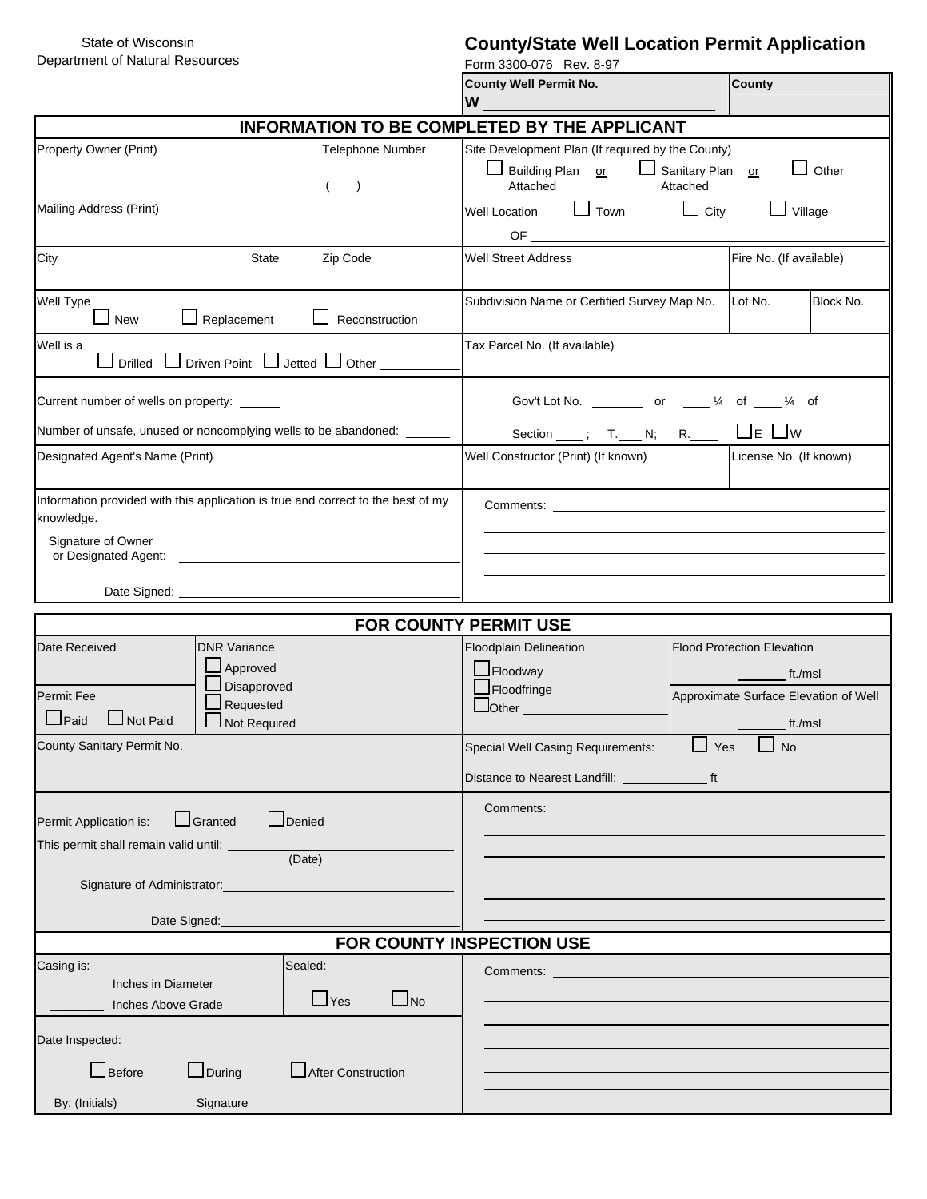State of Wisconsin
Department of Natural Resources

# County/State Well Location Permit Application

Form 3300-076 Rev. 8-97

| County Well Permit No. | County |
|---|---|
| W ______________________ | |

## INFORMATION TO BE COMPLETED BY THE APPLICANT

| Property Owner (Print) | | Telephone Number ( ) | Site Development Plan (If required by the County) ☐ Building Plan Attached or ☐ Sanitary Plan Attached or ☐ Other | | |
|---|---|---|---|---|---|
| Mailing Address (Print) | | | Well Location ☐ Town ☐ City ☐ Village OF ____________ | | |
| City | State | Zip Code | Well Street Address | Fire No. (If available) | |
| Well Type ☐ New ☐ Replacement ☐ Reconstruction | | | Subdivision Name or Certified Survey Map No. | Lot No. | Block No. |
| Well is a ☐ Drilled ☐ Driven Point ☐ Jetted ☐ Other ________ | | | Tax Parcel No. (If available) | | |
| Current number of wells on property: ______ Number of unsafe, unused or noncomplying wells to be abandoned: ______ | | | Gov't Lot No. _______ or ____ ¼ of ____ ¼ of Section ____ ; T.___ N; R.____ ☐E ☐W | | |
| Designated Agent's Name (Print) | | | Well Constructor (Print) (If known) | License No. (If known) | |
| Information provided with this application is true and correct to the best of my knowledge. Signature of Owner or Designated Agent: ____________ Date Signed: ____________ | | | Comments: ____________ | | |

## FOR COUNTY PERMIT USE

| Date Received | DNR Variance ☐ Approved ☐ Disapproved ☐ Requested ☐ Not Required | Floodplain Delineation ☐ Floodway ☐ Floodfringe ☐ Other ________ | Flood Protection Elevation ______ ft./msl |
|---|---|---|---|
| Permit Fee ☐ Paid ☐ Not Paid | | | Approximate Surface Elevation of Well ______ ft./msl |
| County Sanitary Permit No. | | Special Well Casing Requirements: ☐ Yes ☐ No Distance to Nearest Landfill: ________ ft | |
| Permit Application is: ☐ Granted ☐ Denied This permit shall remain valid until: ____________ (Date) Signature of Administrator: ____________ Date Signed: ____________ | | Comments: ____________ | |

## FOR COUNTY INSPECTION USE

| Casing is: _______ Inches in Diameter _______ Inches Above Grade | Sealed: ☐ Yes ☐ No | Comments: ____________ |
|---|---|---|
| Date Inspected: ____________ ☐ Before ☐ During ☐ After Construction By: (Initials) ___ ___ ___ Signature ____________ | | |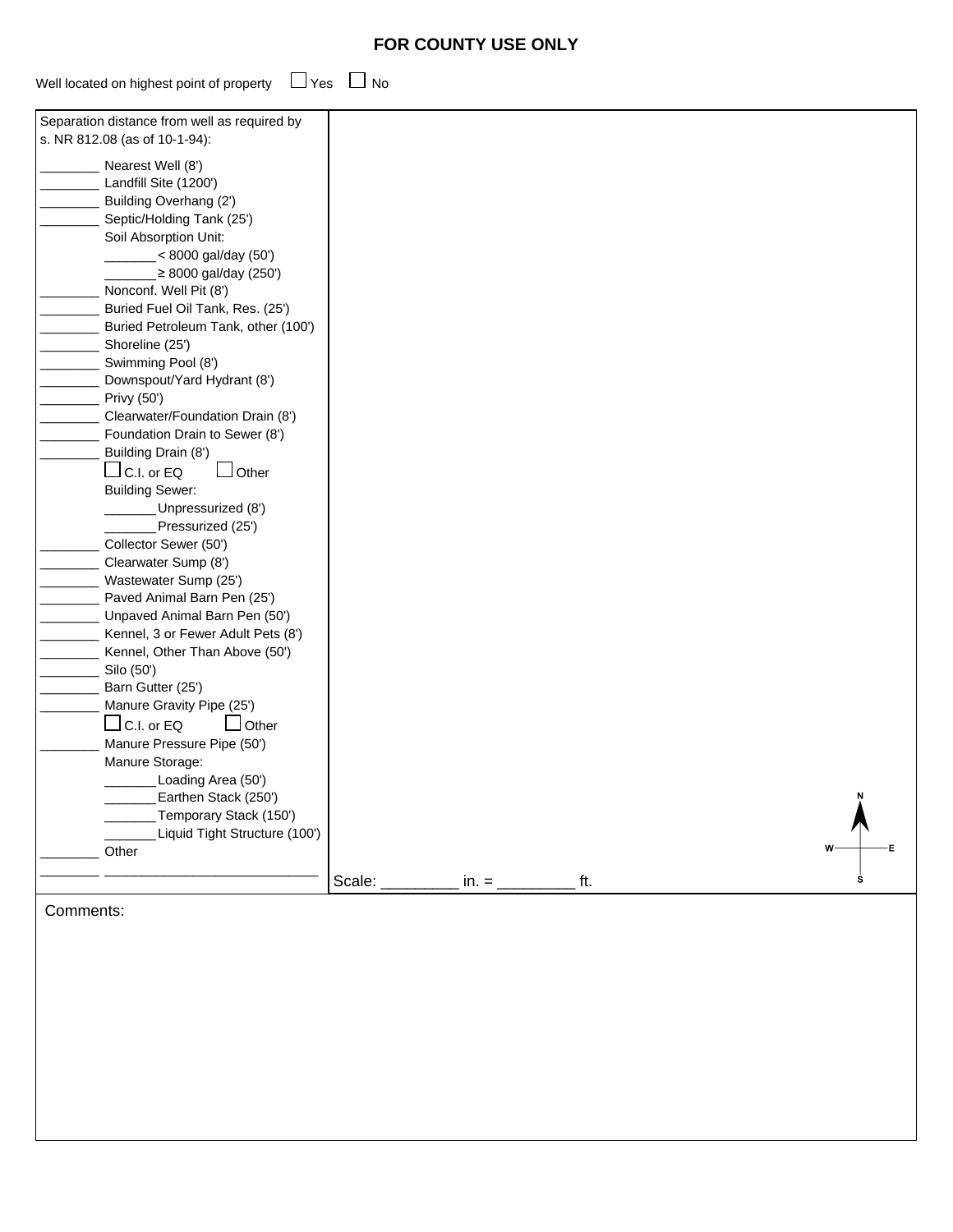## FOR COUNTY USE ONLY

Well located on highest point of property ☐ Yes ☐ No

Separation distance from well as required by s. NR 812.08 (as of 10-1-94):

________ Nearest Well (8')
________ Landfill Site (1200')
________ Building Overhang (2')
________ Septic/Holding Tank (25')
Soil Absorption Unit:
_______ < 8000 gal/day (50')
_______ ≥ 8000 gal/day (250')
________ Nonconf. Well Pit (8')
________ Buried Fuel Oil Tank, Res. (25')
________ Buried Petroleum Tank, other (100')
________ Shoreline (25')
________ Swimming Pool (8')
________ Downspout/Yard Hydrant (8')
________ Privy (50')
________ Clearwater/Foundation Drain (8')
________ Foundation Drain to Sewer (8')
________ Building Drain (8')
☐ C.I. or EQ ☐ Other
Building Sewer:
_______ Unpressurized (8')
_______ Pressurized (25')
________ Collector Sewer (50')
________ Clearwater Sump (8')
________ Wastewater Sump (25')
________ Paved Animal Barn Pen (25')
________ Unpaved Animal Barn Pen (50')
________ Kennel, 3 or Fewer Adult Pets (8')
________ Kennel, Other Than Above (50')
________ Silo (50')
________ Barn Gutter (25')
________ Manure Gravity Pipe (25')
☐ C.I. or EQ ☐ Other
________ Manure Pressure Pipe (50')
Manure Storage:
_______ Loading Area (50')
_______ Earthen Stack (250')
_______ Temporary Stack (150')
_______ Liquid Tight Structure (100')
________ Other
________ ___________________________

Scale: _________ in. = _________ ft.

N
W E
S

Comments: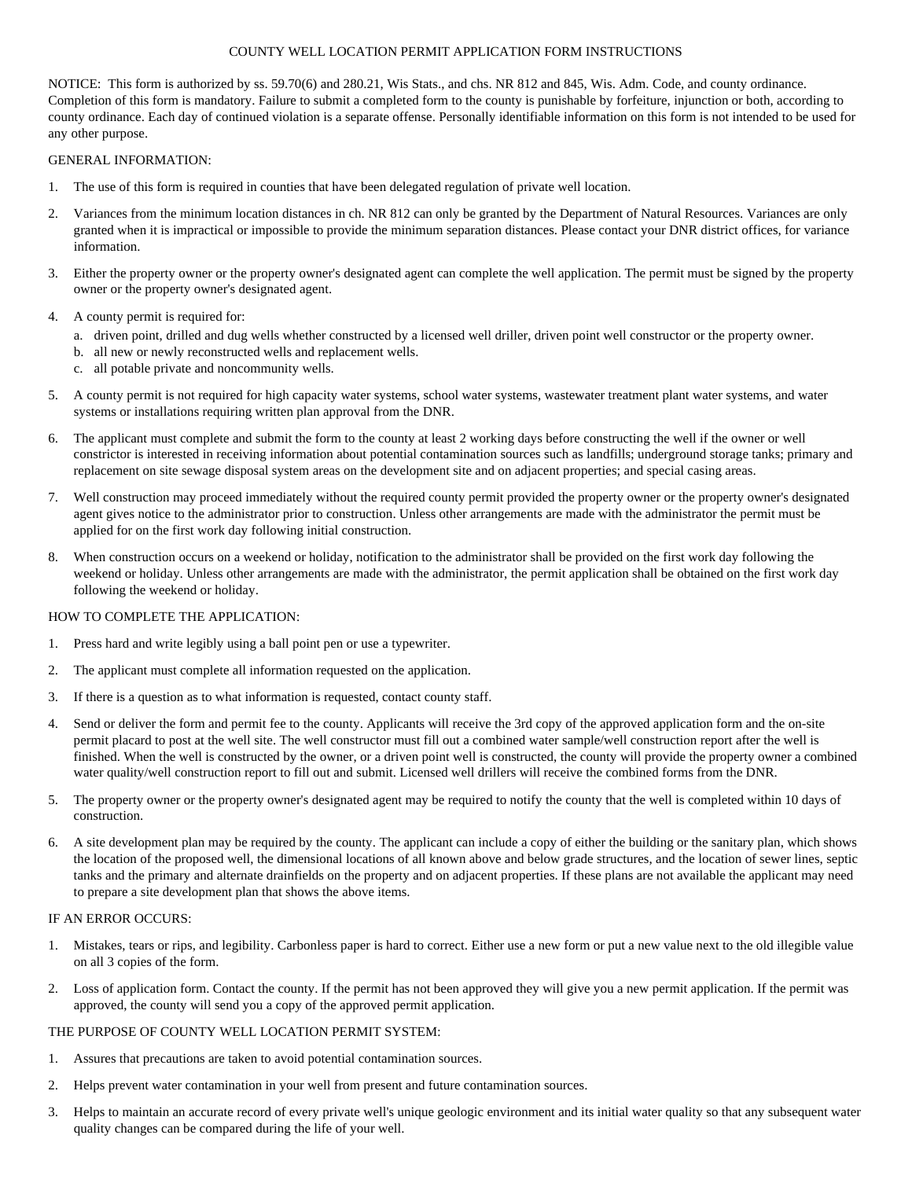# COUNTY WELL LOCATION PERMIT APPLICATION FORM INSTRUCTIONS

NOTICE: This form is authorized by ss. 59.70(6) and 280.21, Wis Stats., and chs. NR 812 and 845, Wis. Adm. Code, and county ordinance. Completion of this form is mandatory. Failure to submit a completed form to the county is punishable by forfeiture, injunction or both, according to county ordinance. Each day of continued violation is a separate offense. Personally identifiable information on this form is not intended to be used for any other purpose.

## GENERAL INFORMATION:

1. The use of this form is required in counties that have been delegated regulation of private well location.
2. Variances from the minimum location distances in ch. NR 812 can only be granted by the Department of Natural Resources. Variances are only granted when it is impractical or impossible to provide the minimum separation distances. Please contact your DNR district offices, for variance information.
3. Either the property owner or the property owner's designated agent can complete the well application. The permit must be signed by the property owner or the property owner's designated agent.
4. A county permit is required for:
   a. driven point, drilled and dug wells whether constructed by a licensed well driller, driven point well constructor or the property owner.
   b. all new or newly reconstructed wells and replacement wells.
   c. all potable private and noncommunity wells.
5. A county permit is not required for high capacity water systems, school water systems, wastewater treatment plant water systems, and water systems or installations requiring written plan approval from the DNR.
6. The applicant must complete and submit the form to the county at least 2 working days before constructing the well if the owner or well constrictor is interested in receiving information about potential contamination sources such as landfills; underground storage tanks; primary and replacement on site sewage disposal system areas on the development site and on adjacent properties; and special casing areas.
7. Well construction may proceed immediately without the required county permit provided the property owner or the property owner's designated agent gives notice to the administrator prior to construction. Unless other arrangements are made with the administrator the permit must be applied for on the first work day following initial construction.
8. When construction occurs on a weekend or holiday, notification to the administrator shall be provided on the first work day following the weekend or holiday. Unless other arrangements are made with the administrator, the permit application shall be obtained on the first work day following the weekend or holiday.

## HOW TO COMPLETE THE APPLICATION:

1. Press hard and write legibly using a ball point pen or use a typewriter.
2. The applicant must complete all information requested on the application.
3. If there is a question as to what information is requested, contact county staff.
4. Send or deliver the form and permit fee to the county. Applicants will receive the 3rd copy of the approved application form and the on-site permit placard to post at the well site. The well constructor must fill out a combined water sample/well construction report after the well is finished. When the well is constructed by the owner, or a driven point well is constructed, the county will provide the property owner a combined water quality/well construction report to fill out and submit. Licensed well drillers will receive the combined forms from the DNR.
5. The property owner or the property owner's designated agent may be required to notify the county that the well is completed within 10 days of construction.
6. A site development plan may be required by the county. The applicant can include a copy of either the building or the sanitary plan, which shows the location of the proposed well, the dimensional locations of all known above and below grade structures, and the location of sewer lines, septic tanks and the primary and alternate drainfields on the property and on adjacent properties. If these plans are not available the applicant may need to prepare a site development plan that shows the above items.

## IF AN ERROR OCCURS:

1. Mistakes, tears or rips, and legibility. Carbonless paper is hard to correct. Either use a new form or put a new value next to the old illegible value on all 3 copies of the form.
2. Loss of application form. Contact the county. If the permit has not been approved they will give you a new permit application. If the permit was approved, the county will send you a copy of the approved permit application.

## THE PURPOSE OF COUNTY WELL LOCATION PERMIT SYSTEM:

1. Assures that precautions are taken to avoid potential contamination sources.
2. Helps prevent water contamination in your well from present and future contamination sources.
3. Helps to maintain an accurate record of every private well's unique geologic environment and its initial water quality so that any subsequent water quality changes can be compared during the life of your well.